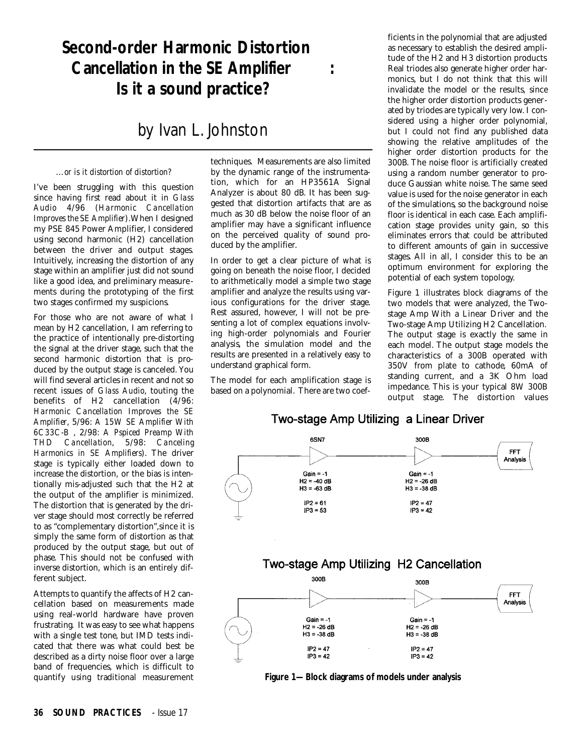# Second-order Harmonic Distortion Cancellation in the SE Amplifier : Is it a sound practice?

## by Ivan L. Johnston

*...or is it distortion of distortion?*

I've been struggling with this question since having first read about it in *Glass Audio* 4/96 (*Harmonic Cancellation Improves the SE Amplifier*). When I designed my PSE 845 Power Amplifier, I considered using second harmonic (H2) cancellation between the driver and output stages. Intuitively, increasing the distortion of any stage within an amplifier just did not sound like a good idea, and preliminary measurements during the prototyping of the first two stages confirmed my suspicions.

For those who are not aware of what I mean by H2 cancellation, I am referring to the practice of intentionally pre-distorting the signal at the driver stage, such that the second harmonic distortion that is produced by the output stage is canceled. You will find several articles in recent and not so recent issues of *Glass Audio*, touting the benefits of H2 cancellation (4/96: *Harmonic Cancellation Improves the SE Amplifier*, 5/96: *A 15W SE Amplifier With 6C33C-B* , 2/98: *A Pspiced Preamp With THD Cancellation*, 5/98: *Canceling Harmonics in SE Amplifiers*). The driver stage is typically either loaded down to increase the distortion, or the bias is intentionally mis-adjusted such that the H2 at the output of the amplifier is minimized. The distortion that is generated by the driver stage should most correctly be referred to as "complementary distortion", since it is simply the same form of distortion as that produced by the output stage, but out of phase. This should not be confused with inverse distortion, which is an entirely different subject.

Attempts to quantify the affects of H2 cancellation based on measurements made using real-world hardware have proven frustrating. It was easy to see what happens with a single test tone, but IMD tests indicated that there was what could best be described as a dirty noise floor over a large band of frequencies, which is difficult to quantify using traditional measurement techniques. Measurements are also limited by the dynamic range of the instrumentation, which for an HP3561A Signal Analyzer is about 80 dB. It has been suggested that distortion artifacts that are as much as 30 dB below the noise floor of an amplifier may have a significant influence on the perceived quality of sound produced by the amplifier.

In order to get a clear picture of what is going on beneath the noise floor, I decided to arithmetically model a simple two stage amplifier and analyze the results using various configurations for the driver stage. Rest assured, however, I will not be presenting a lot of complex equations involving high-order polynomials and Fourier analysis, the simulation model and the results are presented in a relatively easy to understand graphical form.

The model for each amplification stage is based on a polynomial. There are two coefficients in the polynomial that are adjusted as necessary to establish the desired amplitude of the H2 and H3 distortion products Real triodes also generate higher order harmonics, but I do not think that this will invalidate the model or the results, since the higher order distortion products generated by triodes are typically very low. I considered using a higher order polynomial, but I could not find any published data showing the relative amplitudes of the higher order distortion products for the 300B. The noise floor is artificially created using a random number generator to produce Gaussian white noise. The same seed value is used for the noise generator in each of the simulations, so the background noise floor is identical in each case. Each amplification stage provides unity gain, so this eliminates errors that could be attributed to different amounts of gain in successive stages. All in all, I consider this to be an optimum environment for exploring the potential of each system topology.

Figure 1 illustrates block diagrams of the two models that were analyzed, the Two-stage Amp With a Linear Driver and the Two-stage Amp Utilizing H2 Cancellation. The output stage is exactly the same in each model. The output stage models the characteristics of a 300B operated with 350V from plate to cathode, 60mA of standing current, and a 3K Ohm load impedance. This is your typical 8W 300B output stage. The distortion values

**Two-stage Amp Utilizing a Linear Driver**

| | 6SN7 | 300B | |
|---|---|---|---|
| Source | Gain = -1, H2 = -40 dB, H3 = -63 dB, IP2 = 61, IP3 = 53 | Gain = -1, H2 = -26 dB, H3 = -38 dB, IP2 = 47, IP3 = 42 | FFT Analysis |

**Two-stage Amp Utilizing H2 Cancellation**

| | 300B | 300B | |
|---|---|---|---|
| Source | Gain = -1, H2 = -26 dB, H3 = -38 dB, IP2 = 47, IP3 = 42 | Gain = -1, H2 = -26 dB, H3 = -38 dB, IP2 = 47, IP3 = 42 | FFT Analysis |

**Figure 1—Block diagrams of models under analysis**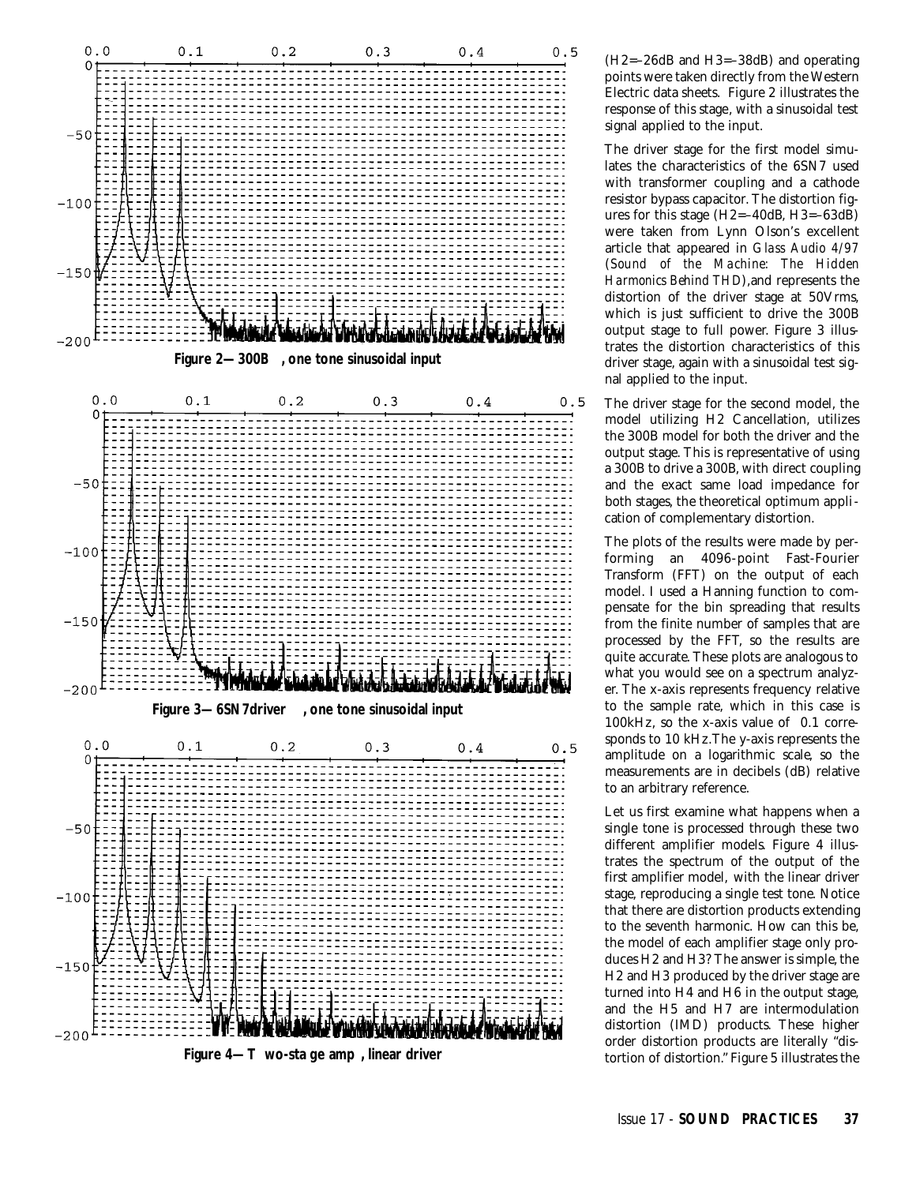Figure 2—300B, one tone sinusoidal input

Figure 3—6SN7 driver, one tone sinusoidal input

Figure 4—Two-stage amp, linear driver

(H2=–26dB and H3=–38dB) and operating points were taken directly from the Western Electric data sheets. Figure 2 illustrates the response of this stage, with a sinusoidal test signal applied to the input.

The driver stage for the first model simulates the characteristics of the 6SN7 used with transformer coupling and a cathode resistor bypass capacitor. The distortion figures for this stage (H2=–40dB, H3=–63dB) were taken from Lynn Olson's excellent article that appeared in *Glass Audio 4/97* (*Sound of the Machine: The Hidden Harmonics Behind THD*), and represents the distortion of the driver stage at 50Vrms, which is just sufficient to drive the 300B output stage to full power. Figure 3 illustrates the distortion characteristics of this driver stage, again with a sinusoidal test signal applied to the input.

The driver stage for the second model, the model utilizing H2 Cancellation, utilizes the 300B model for both the driver and the output stage. This is representative of using a 300B to drive a 300B, with direct coupling and the exact same load impedance for both stages, the theoretical optimum application of complementary distortion.

The plots of the results were made by performing an 4096-point Fast-Fourier Transform (FFT) on the output of each model. I used a Hanning function to compensate for the bin spreading that results from the finite number of samples that are processed by the FFT, so the results are quite accurate. These plots are analogous to what you would see on a spectrum analyzer. The x-axis represents frequency relative to the sample rate, which in this case is 100kHz, so the x-axis value of 0.1 corresponds to 10 kHz. The y-axis represents the amplitude on a logarithmic scale, so the measurements are in decibels (dB) relative to an arbitrary reference.

Let us first examine what happens when a single tone is processed through these two different amplifier models. Figure 4 illustrates the spectrum of the output of the first amplifier model, with the linear driver stage, reproducing a single test tone. Notice that there are distortion products extending to the seventh harmonic. How can this be, the model of each amplifier stage only produces H2 and H3? The answer is simple, the H2 and H3 produced by the driver stage are turned into H4 and H6 in the output stage, and the H5 and H7 are intermodulation distortion (IMD) products. These higher order distortion products are literally "distortion of distortion." Figure 5 illustrates the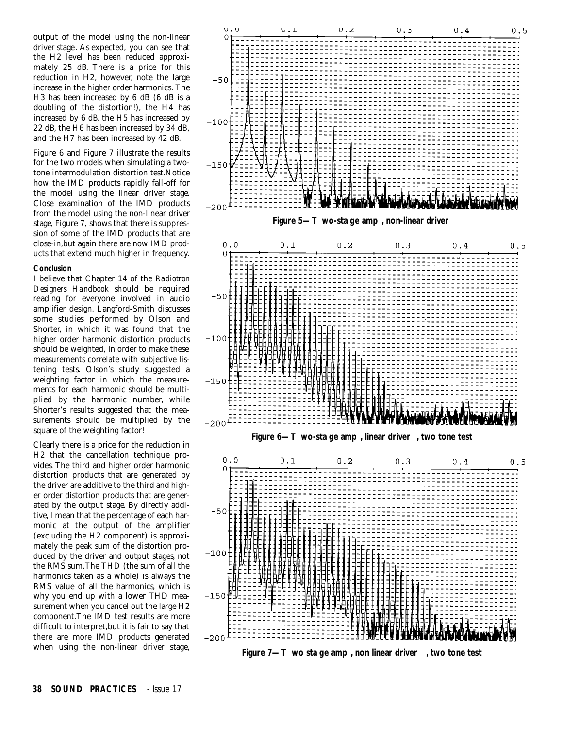output of the model using the non-linear driver stage. As expected, you can see that the H2 level has been reduced approximately 25 dB. There is a price for this reduction in H2, however, note the large increase in the higher order harmonics. The H3 has been increased by 6 dB (6 dB is a doubling of the distortion!), the H4 has increased by 6 dB, the H5 has increased by 22 dB, the H6 has been increased by 34 dB, and the H7 has been increased by 42 dB.

Figure 6 and Figure 7 illustrate the results for the two models when simulating a two-tone intermodulation distortion test. Notice how the IMD products rapidly fall-off for the model using the linear driver stage. Close examination of the IMD products from the model using the non-linear driver stage, Figure 7, shows that there is suppression of some of the IMD products that are close-in, but again there are now IMD products that extend much higher in frequency.

### Conclusion

I believe that Chapter 14 of the *Radiotron Designers Handbook* should be required reading for everyone involved in audio amplifier design. Langford-Smith discusses some studies performed by Olson and Shorter, in which it was found that the higher order harmonic distortion products should be weighted, in order to make these measurements correlate with subjective listening tests. Olson's study suggested a weighting factor in which the measurements for each harmonic should be multiplied by the harmonic number, while Shorter's results suggested that the measurements should be multiplied by the square of the weighting factor!

Clearly there is a price for the reduction in H2 that the cancellation technique provides. The third and higher order harmonic distortion products that are generated by the driver are additive to the third and higher order distortion products that are generated by the output stage. By directly additive, I mean that the percentage of each harmonic at the output of the amplifier (excluding the H2 component) is approximately the peak sum of the distortion produced by the driver and output stages, not the RMS sum. The THD (the sum of all the harmonics taken as a whole) is always the RMS value of all the harmonics, which is why you end up with a lower THD measurement when you cancel out the large H2 component. The IMD test results are more difficult to interpret, but it is fair to say that there are more IMD products generated when using the non-linear driver stage,

**Figure 5—Two-stage amp, non-linear driver**

**Figure 6—Two-stage amp, linear driver, two tone test**

**Figure 7—Two stage amp, non linear driver, two tone test**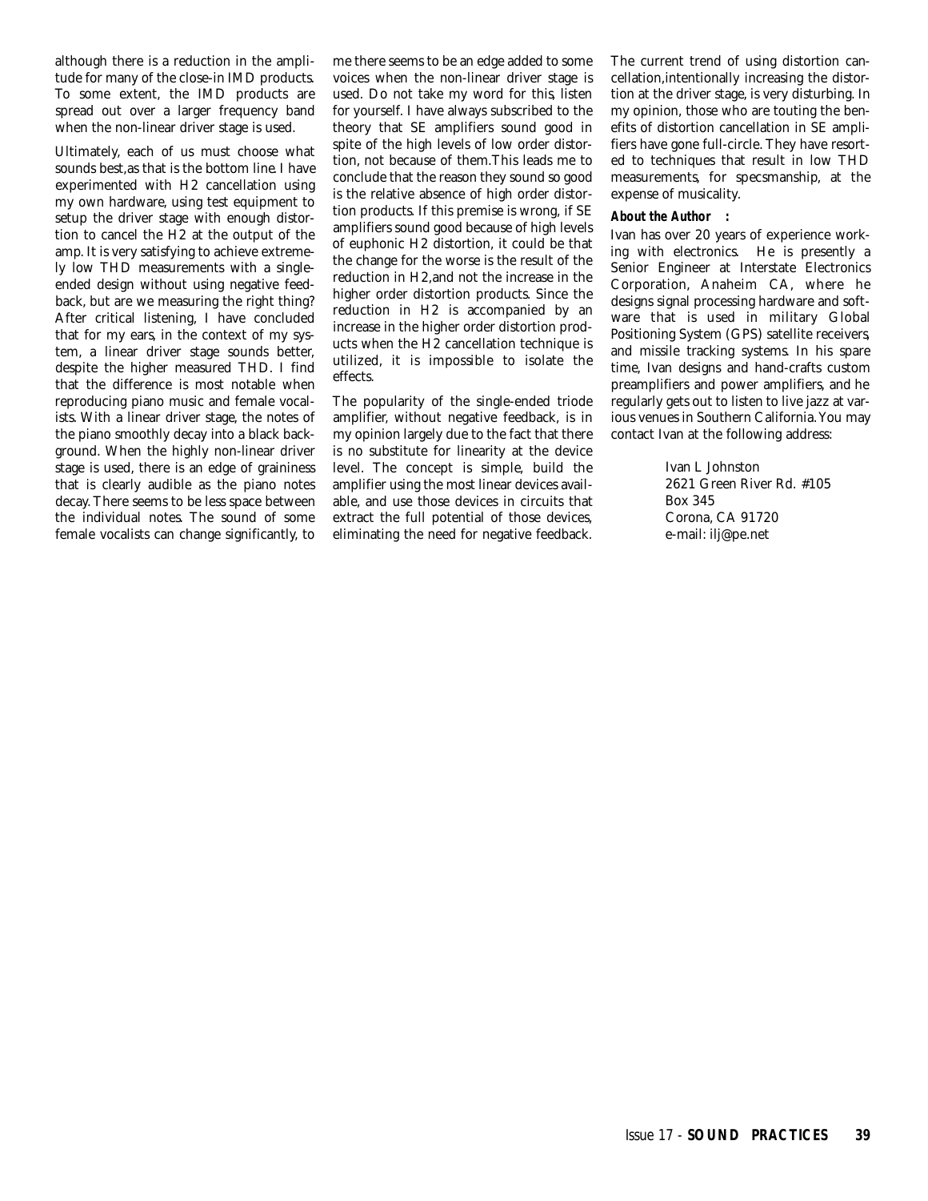although there is a reduction in the amplitude for many of the close-in IMD products. To some extent, the IMD products are spread out over a larger frequency band when the non-linear driver stage is used.

Ultimately, each of us must choose what sounds best,as that is the bottom line. I have experimented with H2 cancellation using my own hardware, using test equipment to setup the driver stage with enough distortion to cancel the H2 at the output of the amp. It is very satisfying to achieve extremely low THD measurements with a single-ended design without using negative feedback, but are we measuring the right thing? After critical listening, I have concluded that for my ears, in the context of my system, a linear driver stage sounds better, despite the higher measured THD. I find that the difference is most notable when reproducing piano music and female vocalists. With a linear driver stage, the notes of the piano smoothly decay into a black background. When the highly non-linear driver stage is used, there is an edge of graininess that is clearly audible as the piano notes decay. There seems to be less space between the individual notes. The sound of some female vocalists can change significantly, to me there seems to be an edge added to some voices when the non-linear driver stage is used. Do not take my word for this, listen for yourself. I have always subscribed to the theory that SE amplifiers sound good in spite of the high levels of low order distortion, not because of them.This leads me to conclude that the reason they sound so good is the relative absence of high order distortion products. If this premise is wrong, if SE amplifiers sound good because of high levels of euphonic H2 distortion, it could be that the change for the worse is the result of the reduction in H2,and not the increase in the higher order distortion products. Since the reduction in H2 is accompanied by an increase in the higher order distortion products when the H2 cancellation technique is utilized, it is impossible to isolate the effects.

The popularity of the single-ended triode amplifier, without negative feedback, is in my opinion largely due to the fact that there is no substitute for linearity at the device level. The concept is simple, build the amplifier using the most linear devices available, and use those devices in circuits that extract the full potential of those devices, eliminating the need for negative feedback. The current trend of using distortion cancellation,intentionally increasing the distortion at the driver stage, is very disturbing. In my opinion, those who are touting the benefits of distortion cancellation in SE amplifiers have gone full-circle. They have resorted to techniques that result in low THD measurements, for specsmanship, at the expense of musicality.

**About the Author :**

Ivan has over 20 years of experience working with electronics. He is presently a Senior Engineer at Interstate Electronics Corporation, Anaheim CA, where he designs signal processing hardware and software that is used in military Global Positioning System (GPS) satellite receivers, and missile tracking systems. In his spare time, Ivan designs and hand-crafts custom preamplifiers and power amplifiers, and he regularly gets out to listen to live jazz at various venues in Southern California. You may contact Ivan at the following address:

Ivan L Johnston
2621 Green River Rd. #105
Box 345
Corona, CA 91720
e-mail: ilj@pe.net